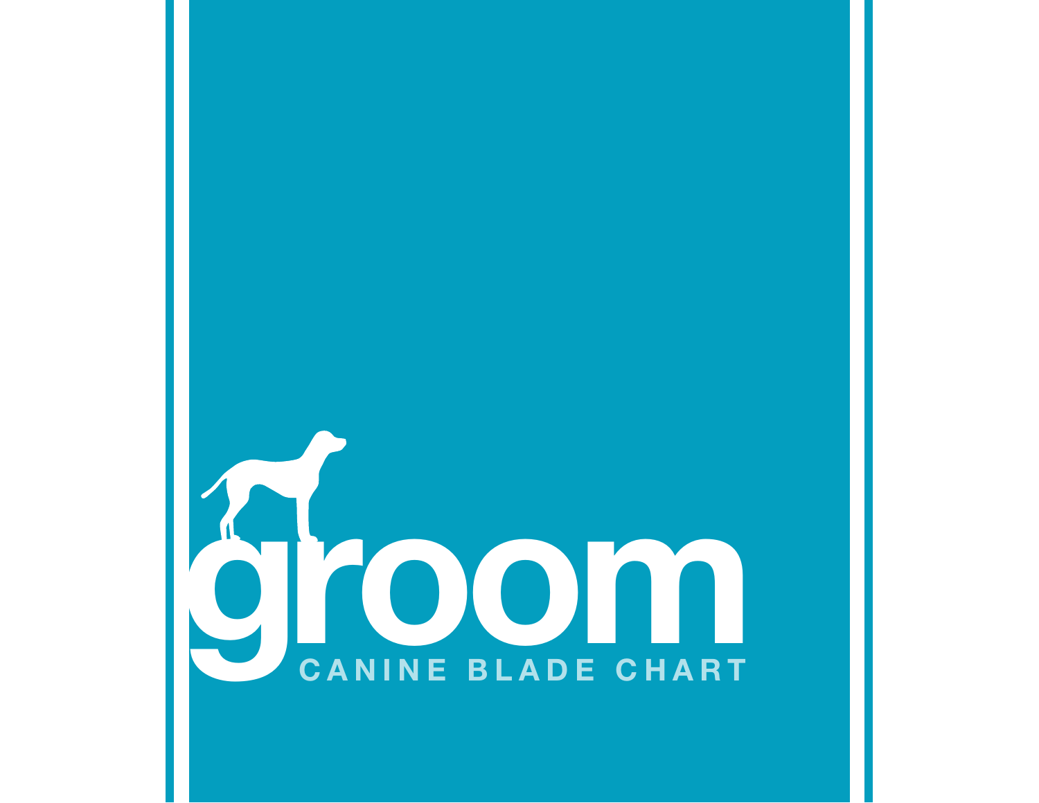# groom

## CANINE BLADE CHART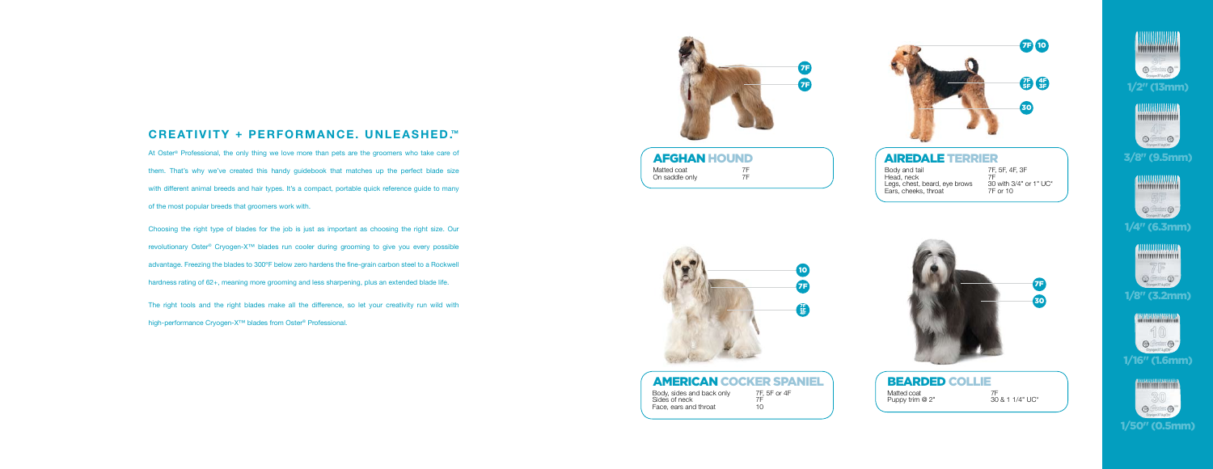## CREATIVITY + PERFORMANCE. UNLEASHED.™

At Oster® Professional, the only thing we love more than pets are the groomers who take care of them. That's why we've created this handy guidebook that matches up the perfect blade size with different animal breeds and hair types. It's a compact, portable quick reference guide to many of the most popular breeds that groomers work with.

Choosing the right type of blades for the job is just as important as choosing the right size. Our revolutionary Oster® Cryogen-X™ blades run cooler during grooming to give you every possible advantage. Freezing the blades to 300°F below zero hardens the fine-grain carbon steel to a Rockwell hardness rating of 62+, meaning more grooming and less sharpening, plus an extended blade life.

The right tools and the right blades make all the difference, so let your creativity run wild with high-performance Cryogen-X™ blades from Oster® Professional.

### AFGHAN HOUND

| | |
|---|---|
| Matted coat | 7F |
| On saddle only | 7F |

### AIREDALE TERRIER

| | |
|---|---|
| Body and tail | 7F, 5F, 4F, 3F |
| Head, neck | 7F |
| Legs, chest, beard, eye brows | 30 with 3/4" or 1" UC* |
| Ears, cheeks, throat | 7F or 10 |

### AMERICAN COCKER SPANIEL

| | |
|---|---|
| Body, sides and back only | 7F, 5F or 4F |
| Sides of neck | 7F |
| Face, ears and throat | 10 |

### BEARDED COLLIE

| | |
|---|---|
| Matted coat | 7F |
| Puppy trim @ 2" | 30 & 1 1/4" UC* |

3F — 1/2" (13mm)

4F — 3/8" (9.5mm)

5F — 1/4" (6.3mm)

7F — 1/8" (3.2mm)

10 — 1/16" (1.6mm)

30 — 1/50" (0.5mm)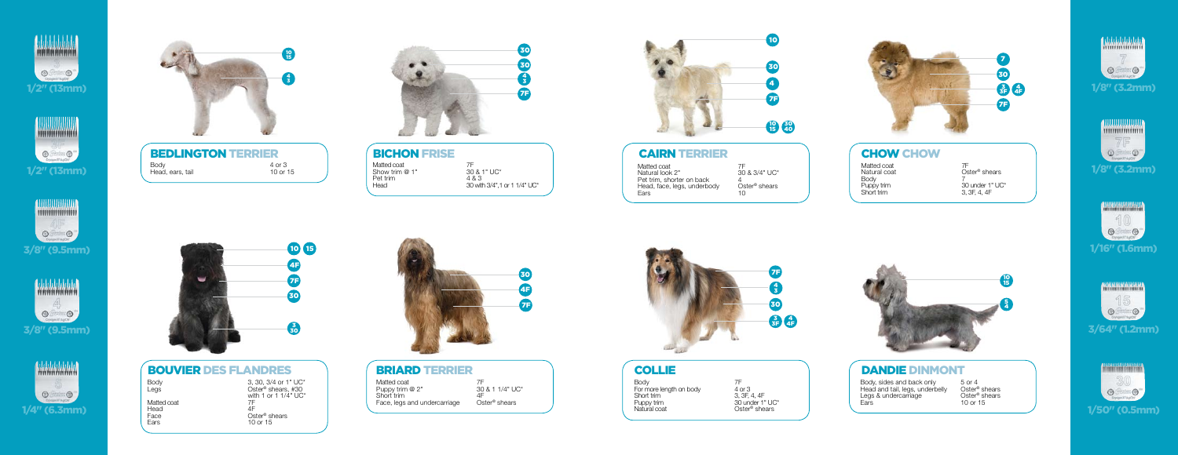## BEDLINGTON TERRIER

| | |
|---|---|
| Body | 4 or 3 |
| Head, ears, tail | 10 or 15 |

## BICHON FRISE

| | |
|---|---|
| Matted coat | 7F |
| Show trim @ 1" | 30 & 1" UC* |
| Pet trim | 4 & 3 |
| Head | 30 with 3/4",1 or 1 1/4" UC* |

## CAIRN TERRIER

| | |
|---|---|
| Matted coat | 7F |
| Natural look 2" | 30 & 3/4" UC* |
| Pet trim, shorter on back | 4 |
| Head, face, legs, underbody | Oster® shears |
| Ears | 10 |

## CHOW CHOW

| | |
|---|---|
| Matted coat | 7F |
| Natural coat | Oster® shears |
| Body | 7 |
| Puppy trim | 30 under 1" UC* |
| Short trim | 3, 3F, 4, 4F |

## BOUVIER DES FLANDRES

| | |
|---|---|
| Body | 3, 30, 3/4 or 1" UC* |
| Legs | Oster® shears, #30 with 1 or 1 1/4" UC* |
| Matted coat | 7F |
| Head | 4F |
| Face | Oster® shears |
| Ears | 10 or 15 |

## BRIARD TERRIER

| | |
|---|---|
| Matted coat | 7F |
| Puppy trim @ 2" | 30 & 1 1/4" UC* |
| Short trim | 4F |
| Face, legs and undercarriage | Oster® shears |

## COLLIE

| | |
|---|---|
| Body | 7F |
| For more length on body | 4 or 3 |
| Short trim | 3, 3F, 4, 4F |
| Puppy trim | 30 under 1" UC* |
| Natural coat | Oster® shears |

## DANDIE DINMONT

| | |
|---|---|
| Body, sides and back only | 5 or 4 |
| Head and tail, legs, underbelly | Oster® shears |
| Legs & undercarriage | Oster® shears |
| Ears | 10 or 15 |

1/2" (13mm)

1/2" (13mm)

3/8" (9.5mm)

3/8" (9.5mm)

1/4" (6.3mm)

1/8" (3.2mm)

1/8" (3.2mm)

1/16" (1.6mm)

3/64" (1.2mm)

1/50" (0.5mm)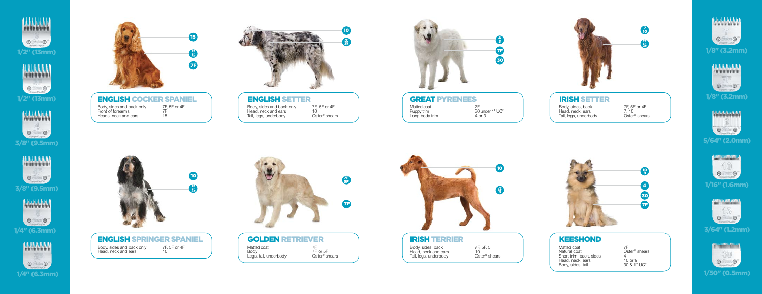1/2" (13mm)

1/2" (13mm)

3/8" (9.5mm)

3/8" (9.5mm)

1/4" (6.3mm)

1/4" (6.3mm)

## ENGLISH COCKER SPANIEL

| | |
|---|---|
| Body, sides and back only | 7F, 5F or 4F |
| Front of forearms | 7F |
| Heads, neck and ears | 15 |

## ENGLISH SETTER

| | |
|---|---|
| Body, sides and back only | 7F, 5F or 4F |
| Head, neck and ears | 10 |
| Tail, legs, underbody | Oster® shears |

## GREAT PYRENEES

| | |
|---|---|
| Matted coat | 7F |
| Puppy trim | 30 under 1" UC* |
| Long body trim | 4 or 3 |

## IRISH SETTER

| | |
|---|---|
| Body, sides, back | 7F, 5F or 4F |
| Head, neck, ears | 7, 10 |
| Tail, legs, underbody | Oster® shears |

## ENGLISH SPRINGER SPANIEL

| | |
|---|---|
| Body, sides and back only | 7F, 5F or 4F |
| Head, neck and ears | 10 |

## GOLDEN RETRIEVER

| | |
|---|---|
| Matted coat | 7F |
| Body | 7F or 5F |
| Legs, tail, underbody | Oster® shears |

## IRISH TERRIER

| | |
|---|---|
| Body, sides, back | 7F, 5F, 5 |
| Head, neck and ears | 10 |
| Tail, legs, underbody | Oster® shears |

## KEESHOND

| | |
|---|---|
| Matted coat | 7F |
| Natural coat | Oster® shears |
| Short trim, back, sides | 4 |
| Head, neck, ears | 10 or 9 |
| Body, sides, tail | 30 & 1" UC* |

1/8" (3.2mm)

1/8" (3.2mm)

5/64" (2.0mm)

1/16" (1.6mm)

3/64" (1.2mm)

1/50" (0.5mm)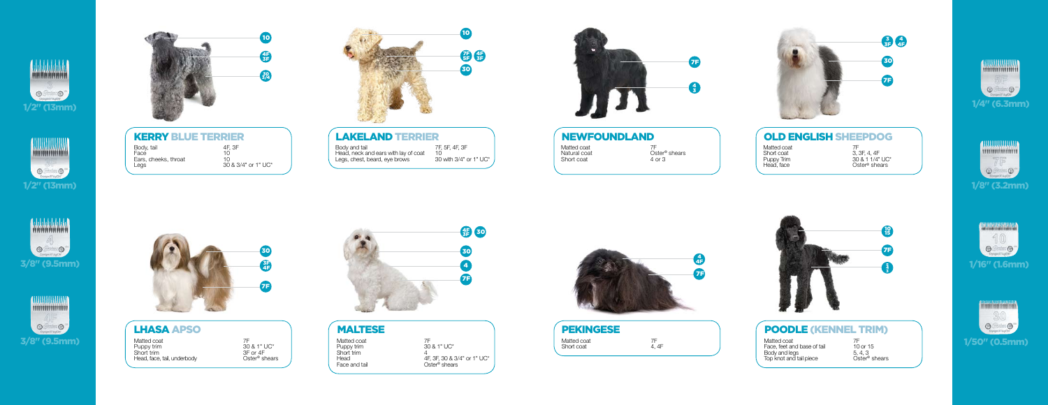## KERRY BLUE TERRIER

| | |
|---|---|
| Body, tail | 4F, 3F |
| Face | 10 |
| Ears, cheeks, throat | 10 |
| Legs | 30 & 3/4" or 1" UC* |

## LAKELAND TERRIER

| | |
|---|---|
| Body and tail | 7F, 5F, 4F, 3F |
| Head, neck and ears with lay of coat | 10 |
| Legs, chest, beard, eye brows | 30 with 3/4" or 1" UC* |

## NEWFOUNDLAND

| | |
|---|---|
| Matted coat | 7F |
| Natural coat | Oster® shears |
| Short coat | 4 or 3 |

## OLD ENGLISH SHEEPDOG

| | |
|---|---|
| Matted coat | 7F |
| Short coat | 3, 3F, 4, 4F |
| Puppy Trim | 30 & 1 1/4" UC* |
| Head, face | Oster® shears |

## LHASA APSO

| | |
|---|---|
| Matted coat | 7F |
| Puppy trim | 30 & 1" UC* |
| Short trim | 3F or 4F |
| Head, face, tail, underbody | Oster® shears |

## MALTESE

| | |
|---|---|
| Matted coat | 7F |
| Puppy trim | 30 & 1" UC* |
| Short trim | 4 |
| Head | 4F, 3F, 30 & 3/4" or 1" UC* |
| Face and tail | Oster® shears |

## PEKINGESE

| | |
|---|---|
| Matted coat | 7F |
| Short coat | 4, 4F |

## POODLE (KENNEL TRIM)

| | |
|---|---|
| Matted coat | 7F |
| Face, feet and base of tail | 10 or 15 |
| Body and legs | 5, 4, 3 |
| Top knot and tail piece | Oster® shears |

| Blade | Cut length |
|---|---|
| 3 | 1/2" (13mm) |
| 3F | 1/2" (13mm) |
| 4 | 3/8" (9.5mm) |
| 4F | 3/8" (9.5mm) |
| 5F | 1/4" (6.3mm) |
| 7F | 1/8" (3.2mm) |
| 10 | 1/16" (1.6mm) |
| 30 | 1/50" (0.5mm) |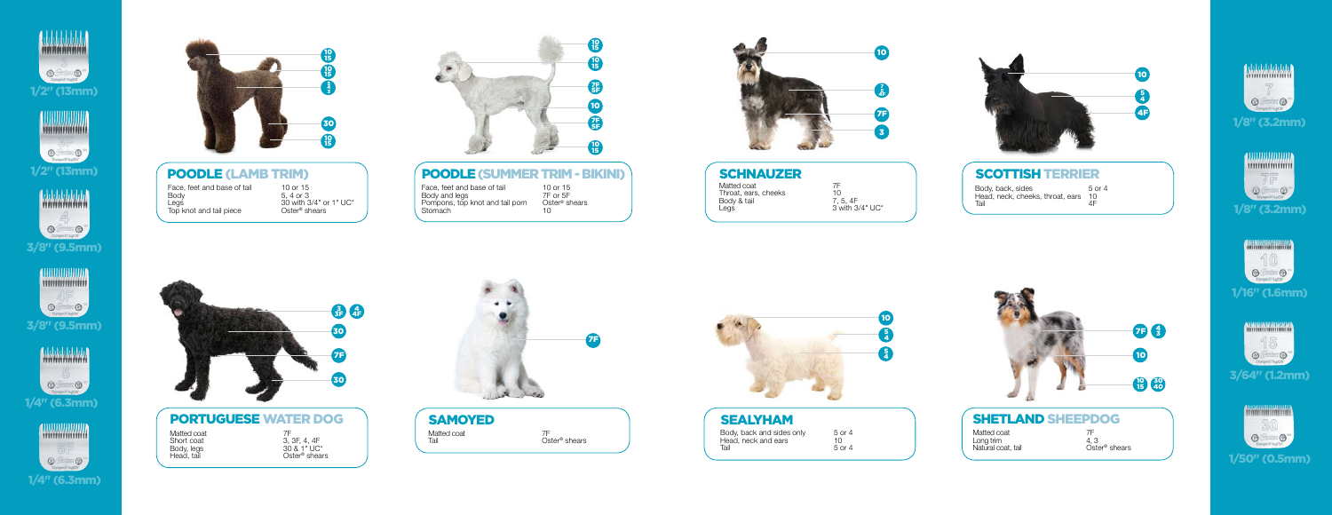1/2" (13mm)

1/2" (13mm)

3/8" (9.5mm)

3/8" (9.5mm)

1/4" (6.3mm)

1/4" (6.3mm)

## POODLE (LAMB TRIM)

| | |
|---|---|
| Face, feet and base of tail | 10 or 15 |
| Body | 5, 4 or 3 |
| Legs | 30 with 3/4" or 1" UC* |
| Top knot and tail piece | Oster® shears |

## POODLE (SUMMER TRIM - BIKINI)

| | |
|---|---|
| Face, feet and base of tail | 10 or 15 |
| Body and legs | 7F or 5F |
| Pompons, top knot and tail porn | Oster® shears |
| Stomach | 10 |

## SCHNAUZER

| | |
|---|---|
| Matted coat | 7F |
| Throat, ears, cheeks | 10 |
| Body & tail | 7, 5, 4F |
| Legs | 3 with 3/4" UC* |

## SCOTTISH TERRIER

| | |
|---|---|
| Body, back, sides | 5 or 4 |
| Head, neck, cheeks, throat, ears | 10 |
| Tail | 4F |

1/8" (3.2mm)

1/8" (3.2mm)

1/16" (1.6mm)

3/64" (1.2mm)

1/50" (0.5mm)

## PORTUGUESE WATER DOG

| | |
|---|---|
| Matted coat | 7F |
| Short coat | 3, 3F, 4, 4F |
| Body, legs | 30 & 1" UC* |
| Head, tail | Oster® shears |

## SAMOYED

| | |
|---|---|
| Matted coat | 7F |
| Tail | Oster® shears |

## SEALYHAM

| | |
|---|---|
| Body, back and sides only | 5 or 4 |
| Head, neck and ears | 10 |
| Tail | 5 or 4 |

## SHETLAND SHEEPDOG

| | |
|---|---|
| Matted coat | 7F |
| Long trim | 4, 3 |
| Natural coat, tail | Oster® shears |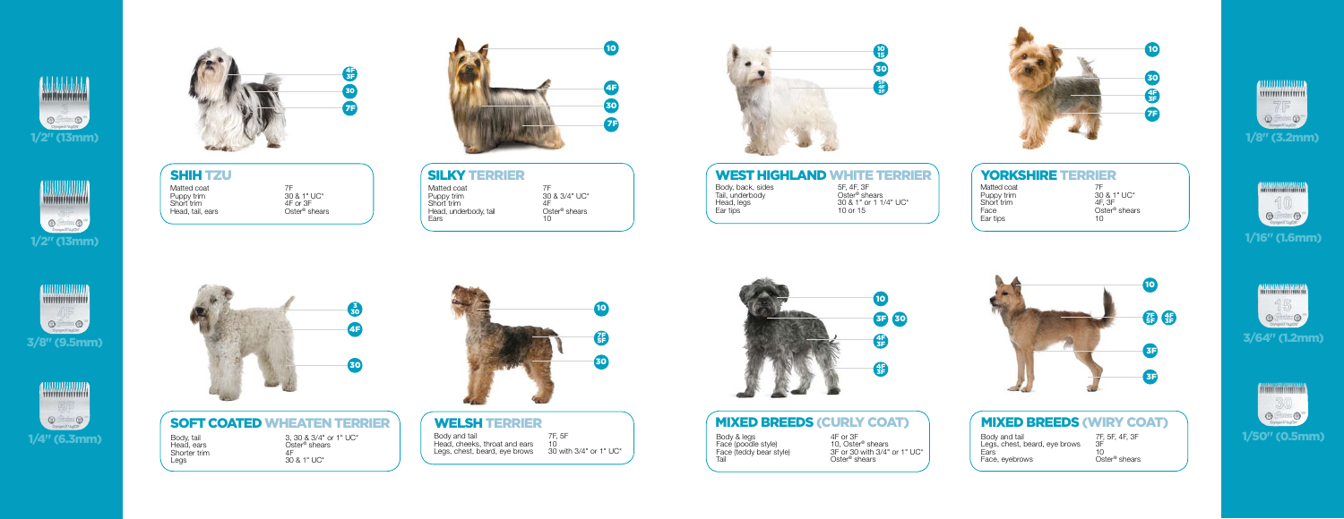1/2" (13mm)

1/2" (13mm)

3/8" (9.5mm)

1/4" (6.3mm)

## SHIH TZU

| | |
|---|---|
| Matted coat | 7F |
| Puppy trim | 30 & 1" UC* |
| Short trim | 4F or 3F |
| Head, tail, ears | Oster® shears |

## SILKY TERRIER

| | |
|---|---|
| Matted coat | 7F |
| Puppy trim | 30 & 3/4" UC* |
| Short trim | 4F |
| Head, underbody, tail | Oster® shears |
| Ears | 10 |

## WEST HIGHLAND WHITE TERRIER

| | |
|---|---|
| Body, back, sides | 5F, 4F, 3F |
| Tail, underbody | Oster® shears |
| Head, legs | 30 & 1" or 1 1/4" UC* |
| Ear tips | 10 or 15 |

## YORKSHIRE TERRIER

| | |
|---|---|
| Matted coat | 7F |
| Puppy trim | 30 & 1" UC* |
| Short trim | 4F, 3F |
| Face | Oster® shears |
| Ear tips | 10 |

1/8" (3.2mm)

1/16" (1.6mm)

3/64" (1.2mm)

1/50" (0.5mm)

## SOFT COATED WHEATEN TERRIER

| | |
|---|---|
| Body, tail | 3, 30 & 3/4" or 1" UC* |
| Head, ears | Oster® shears |
| Shorter trim | 4F |
| Legs | 30 & 1" UC* |

## WELSH TERRIER

| | |
|---|---|
| Body and tail | 7F, 5F |
| Head, cheeks, throat and ears | 10 |
| Legs, chest, beard, eye brows | 30 with 3/4" or 1" UC* |

## MIXED BREEDS (CURLY COAT)

| | |
|---|---|
| Body & legs | 4F or 3F |
| Face (poodle style) | 10, Oster® shears |
| Face (teddy bear style) | 3F or 30 with 3/4" or 1" UC* |
| Tail | Oster® shears |

## MIXED BREEDS (WIRY COAT)

| | |
|---|---|
| Body and tail | 7F, 5F, 4F, 3F |
| Legs, chest, beard, eye brows | 3F |
| Ears | 10 |
| Face, eyebrows | Oster® shears |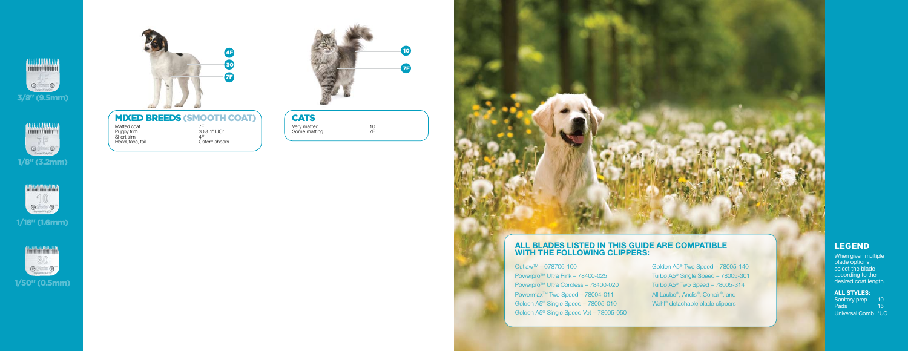4F
3/8" (9.5mm)

7F
1/8" (3.2mm)

10
1/16" (1.6mm)

30
1/50" (0.5mm)

4F
30
7F

## MIXED BREEDS (SMOOTH COAT)

| | |
|---|---|
| Matted coat | 7F |
| Puppy trim | 30 & 1" UC* |
| Short trim | 4F |
| Head, face, tail | Oster® shears |

10
7F

## CATS

| | |
|---|---|
| Very matted | 10 |
| Some matting | 7F |

## ALL BLADES LISTED IN THIS GUIDE ARE COMPATIBLE WITH THE FOLLOWING CLIPPERS:

- Outlaw™ – 078706-100
- Powerpro™ Ultra Pink – 78400-025
- Powerpro™ Ultra Cordless – 78400-020
- Powermax™ Two Speed – 78004-011
- Golden A5® Single Speed – 78005-010
- Golden A5® Single Speed Vet – 78005-050
- Golden A5® Two Speed – 78005-140
- Turbo A5® Single Speed – 78005-301
- Turbo A5® Two Speed – 78005-314
- All Laube®, Andis®, Conair®, and Wahl® detachable blade clippers

## LEGEND

When given multiple blade options, select the blade according to the desired coat length.

**ALL STYLES:**

| | |
|---|---|
| Sanitary prep | 10 |
| Pads | 15 |
| Universal Comb | *UC |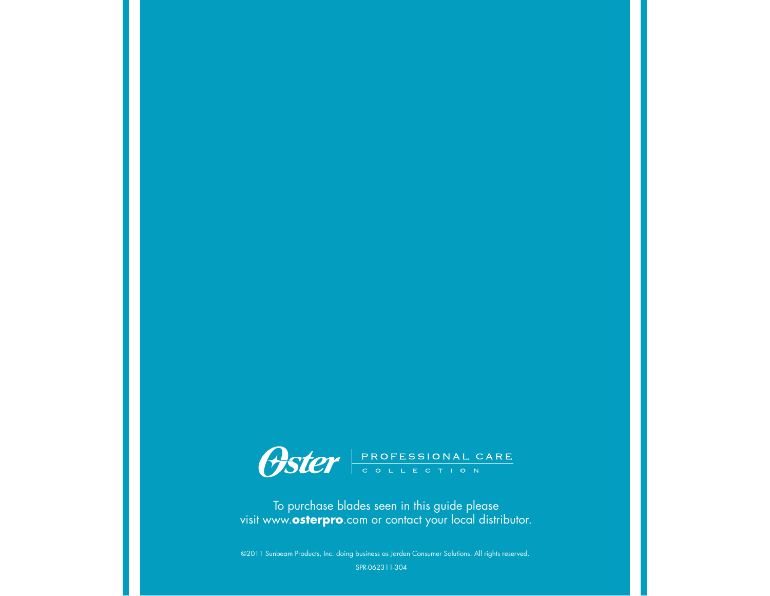Oster | PROFESSIONAL CARE COLLECTION

To purchase blades seen in this guide please visit www.**osterpro**.com or contact your local distributor.

©2011 Sunbeam Products, Inc. doing business as Jarden Consumer Solutions. All rights reserved.

SPR-062311-304